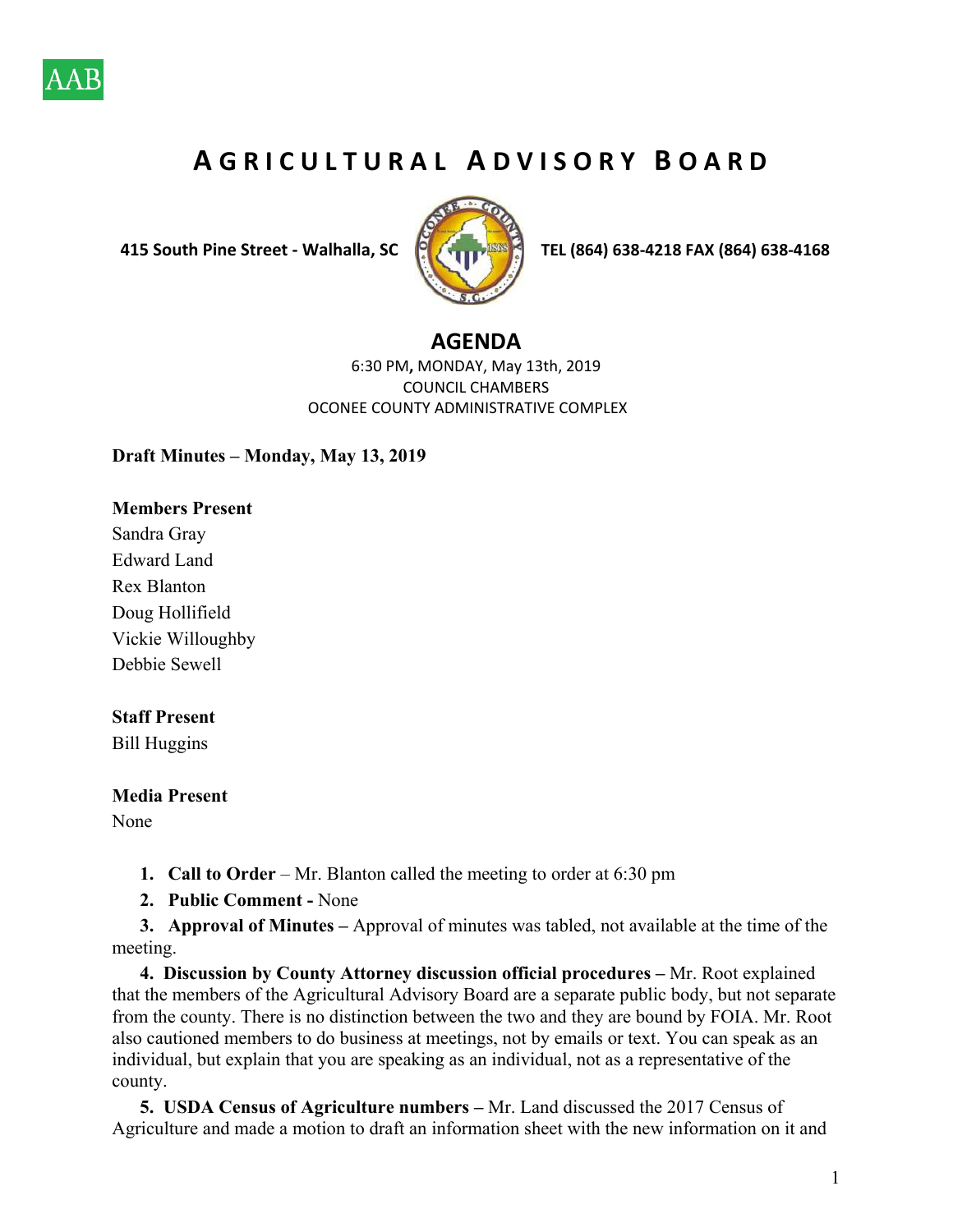AAB

# AGRICULTURAL ADVISORY BOARD

**415 South Pine Street - Walhalla, SC** **TEL (864) 638-4218 FAX (864) 638-4168**

## AGENDA

6:30 PM, MONDAY, May 13th, 2019
COUNCIL CHAMBERS
OCONEE COUNTY ADMINISTRATIVE COMPLEX

**Draft Minutes – Monday, May 13, 2019**

**Members Present**
Sandra Gray
Edward Land
Rex Blanton
Doug Hollifield
Vickie Willoughby
Debbie Sewell

**Staff Present**
Bill Huggins

**Media Present**
None

1. **Call to Order** – Mr. Blanton called the meeting to order at 6:30 pm
2. **Public Comment -** None
3. **Approval of Minutes –** Approval of minutes was tabled, not available at the time of the meeting.
4. **Discussion by County Attorney discussion official procedures –** Mr. Root explained that the members of the Agricultural Advisory Board are a separate public body, but not separate from the county. There is no distinction between the two and they are bound by FOIA. Mr. Root also cautioned members to do business at meetings, not by emails or text. You can speak as an individual, but explain that you are speaking as an individual, not as a representative of the county.
5. **USDA Census of Agriculture numbers –** Mr. Land discussed the 2017 Census of Agriculture and made a motion to draft an information sheet with the new information on it and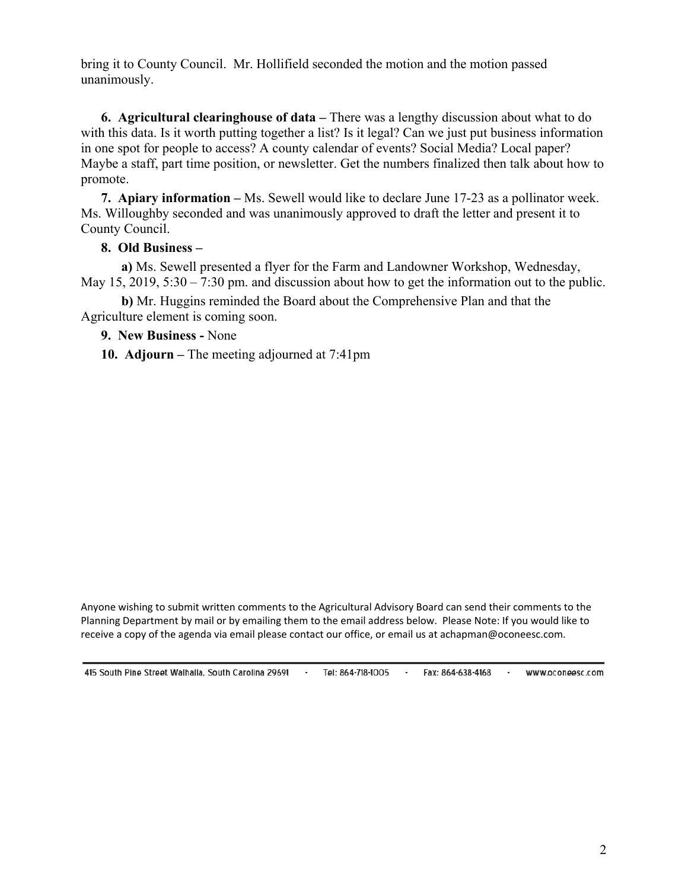bring it to County Council. Mr. Hollifield seconded the motion and the motion passed unanimously.

**6. Agricultural clearinghouse of data –** There was a lengthy discussion about what to do with this data. Is it worth putting together a list? Is it legal? Can we just put business information in one spot for people to access? A county calendar of events? Social Media? Local paper? Maybe a staff, part time position, or newsletter. Get the numbers finalized then talk about how to promote.

**7. Apiary information –** Ms. Sewell would like to declare June 17-23 as a pollinator week. Ms. Willoughby seconded and was unanimously approved to draft the letter and present it to County Council.

**8. Old Business –**

**a)** Ms. Sewell presented a flyer for the Farm and Landowner Workshop, Wednesday, May 15, 2019, 5:30 – 7:30 pm. and discussion about how to get the information out to the public.

**b)** Mr. Huggins reminded the Board about the Comprehensive Plan and that the Agriculture element is coming soon.

**9. New Business -** None

**10. Adjourn –** The meeting adjourned at 7:41pm

Anyone wishing to submit written comments to the Agricultural Advisory Board can send their comments to the Planning Department by mail or by emailing them to the email address below. Please Note: If you would like to receive a copy of the agenda via email please contact our office, or email us at achapman@oconeesc.com.

415 South Pine Street Walhalla, South Carolina 29691 - Tel: 864-718-1005 - Fax: 864-638-4168 - www.oconeesc.com